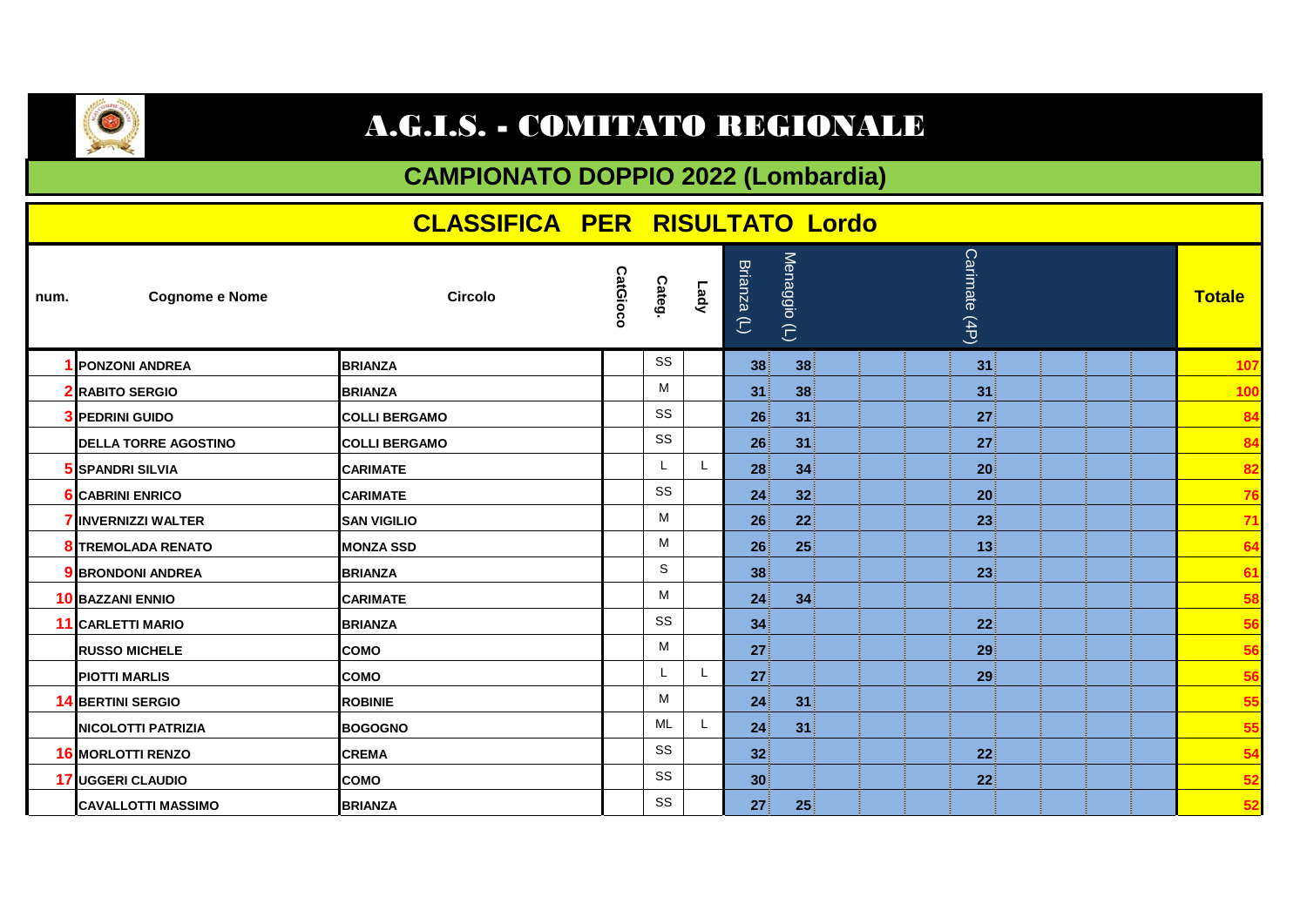# A.G.I.S. - COMITATO REGIONALE

## CAMPIONATO DOPPIO 2022 (Lombardia)

## CLASSIFICA PER RISULTATO Lordo

| num. | Cognome e Nome | Circolo | CatGioco | Categ. | Lady | Brianza (L) | Menaggio (L) | | | | Carimate (4P) | | | | | Totale |
|---|---|---|---|---|---|---|---|---|---|---|---|---|---|---|---|---|
| 1 | PONZONI ANDREA | BRIANZA | | SS | | 38 | 38 | | | | 31 | | | | | 107 |
| 2 | RABITO SERGIO | BRIANZA | | M | | 31 | 38 | | | | 31 | | | | | 100 |
| 3 | PEDRINI GUIDO | COLLI BERGAMO | | SS | | 26 | 31 | | | | 27 | | | | | 84 |
| | DELLA TORRE AGOSTINO | COLLI BERGAMO | | SS | | 26 | 31 | | | | 27 | | | | | 84 |
| 5 | SPANDRI SILVIA | CARIMATE | | L | L | 28 | 34 | | | | 20 | | | | | 82 |
| 6 | CABRINI ENRICO | CARIMATE | | SS | | 24 | 32 | | | | 20 | | | | | 76 |
| 7 | INVERNIZZI WALTER | SAN VIGILIO | | M | | 26 | 22 | | | | 23 | | | | | 71 |
| 8 | TREMOLADA RENATO | MONZA SSD | | M | | 26 | 25 | | | | 13 | | | | | 64 |
| 9 | BRONDONI ANDREA | BRIANZA | | S | | 38 | | | | | 23 | | | | | 61 |
| 10 | BAZZANI ENNIO | CARIMATE | | M | | 24 | 34 | | | | | | | | | 58 |
| 11 | CARLETTI MARIO | BRIANZA | | SS | | 34 | | | | | 22 | | | | | 56 |
| | RUSSO MICHELE | COMO | | M | | 27 | | | | | 29 | | | | | 56 |
| | PIOTTI MARLIS | COMO | | L | L | 27 | | | | | 29 | | | | | 56 |
| 14 | BERTINI SERGIO | ROBINIE | | M | | 24 | 31 | | | | | | | | | 55 |
| | NICOLOTTI PATRIZIA | BOGOGNO | | ML | L | 24 | 31 | | | | | | | | | 55 |
| 16 | MORLOTTI RENZO | CREMA | | SS | | 32 | | | | | 22 | | | | | 54 |
| 17 | UGGERI CLAUDIO | COMO | | SS | | 30 | | | | | 22 | | | | | 52 |
| | CAVALLOTTI MASSIMO | BRIANZA | | SS | | 27 | 25 | | | | | | | | | 52 |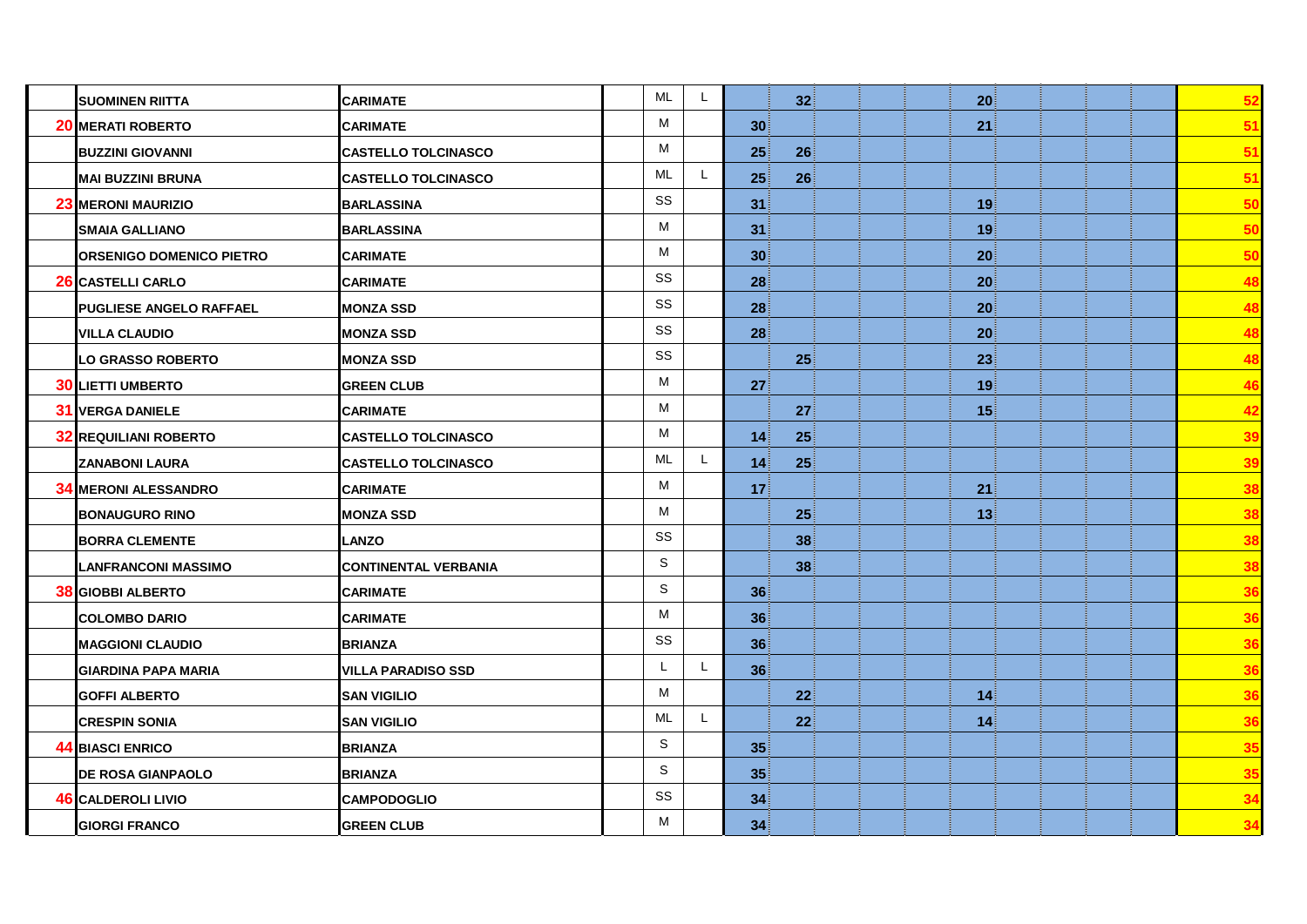| | | | | | | | | | | | | | | | | |
|---|---|---|---|---|---|---|---|---|---|---|---|---|---|---|---|---|
| | SUOMINEN RIITTA | CARIMATE | | ML | L | | 32 | | | | 20 | | | | | 52 |
| 20 | MERATI ROBERTO | CARIMATE | | M | | 30 | | | | | 21 | | | | | 51 |
| | BUZZINI GIOVANNI | CASTELLO TOLCINASCO | | M | | 25 | 26 | | | | | | | | | 51 |
| | MAI BUZZINI BRUNA | CASTELLO TOLCINASCO | | ML | L | 25 | 26 | | | | | | | | | 51 |
| 23 | MERONI MAURIZIO | BARLASSINA | | SS | | 31 | | | | | 19 | | | | | 50 |
| | SMAIA GALLIANO | BARLASSINA | | M | | 31 | | | | | 19 | | | | | 50 |
| | ORSENIGO DOMENICO PIETRO | CARIMATE | | M | | 30 | | | | | 20 | | | | | 50 |
| 26 | CASTELLI CARLO | CARIMATE | | SS | | 28 | | | | | 20 | | | | | 48 |
| | PUGLIESE ANGELO RAFFAEL | MONZA SSD | | SS | | 28 | | | | | 20 | | | | | 48 |
| | VILLA CLAUDIO | MONZA SSD | | SS | | 28 | | | | | 20 | | | | | 48 |
| | LO GRASSO ROBERTO | MONZA SSD | | SS | | | 25 | | | | 23 | | | | | 48 |
| 30 | LIETTI UMBERTO | GREEN CLUB | | M | | 27 | | | | | 19 | | | | | 46 |
| 31 | VERGA DANIELE | CARIMATE | | M | | | 27 | | | | 15 | | | | | 42 |
| 32 | REQUILIANI ROBERTO | CASTELLO TOLCINASCO | | M | | 14 | 25 | | | | | | | | | 39 |
| | ZANABONI LAURA | CASTELLO TOLCINASCO | | ML | L | 14 | 25 | | | | | | | | | 39 |
| 34 | MERONI ALESSANDRO | CARIMATE | | M | | 17 | | | | | 21 | | | | | 38 |
| | BONAUGURO RINO | MONZA SSD | | M | | | 25 | | | | 13 | | | | | 38 |
| | BORRA CLEMENTE | LANZO | | SS | | | 38 | | | | | | | | | 38 |
| | LANFRANCONI MASSIMO | CONTINENTAL VERBANIA | | S | | | 38 | | | | | | | | | 38 |
| 38 | GIOBBI ALBERTO | CARIMATE | | S | | 36 | | | | | | | | | | 36 |
| | COLOMBO DARIO | CARIMATE | | M | | 36 | | | | | | | | | | 36 |
| | MAGGIONI CLAUDIO | BRIANZA | | SS | | 36 | | | | | | | | | | 36 |
| | GIARDINA PAPA MARIA | VILLA PARADISO SSD | | L | L | 36 | | | | | | | | | | 36 |
| | GOFFI ALBERTO | SAN VIGILIO | | M | | | 22 | | | | 14 | | | | | 36 |
| | CRESPIN SONIA | SAN VIGILIO | | ML | L | | 22 | | | | 14 | | | | | 36 |
| 44 | BIASCI ENRICO | BRIANZA | | S | | 35 | | | | | | | | | | 35 |
| | DE ROSA GIANPAOLO | BRIANZA | | S | | 35 | | | | | | | | | | 35 |
| 46 | CALDEROLI LIVIO | CAMPODOGLIO | | SS | | 34 | | | | | | | | | | 34 |
| | GIORGI FRANCO | GREEN CLUB | | M | | 34 | | | | | | | | | | 34 |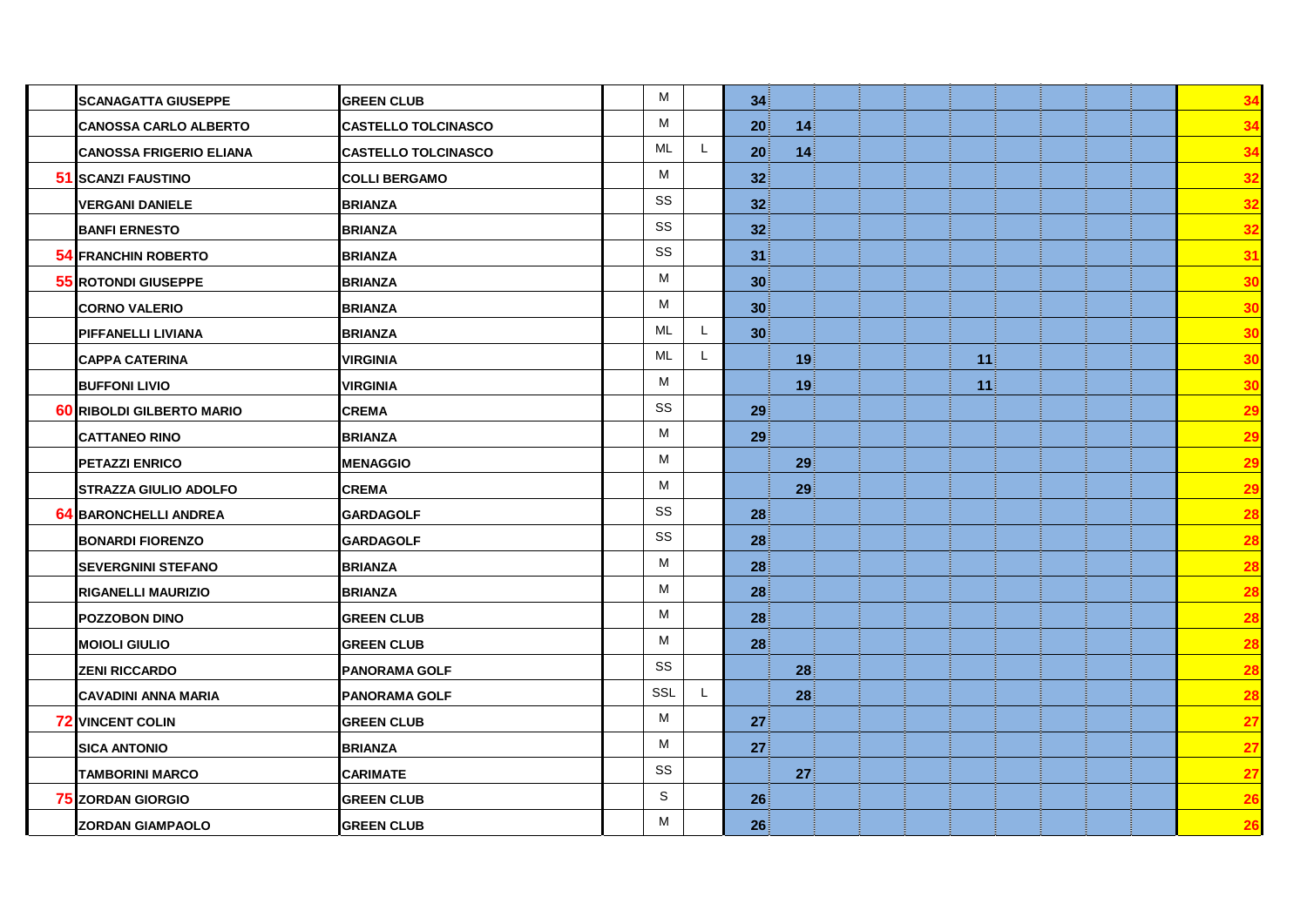| | | | | | | | | | | | | | | | | |
|---|---|---|---|---|---|---|---|---|---|---|---|---|---|---|---|---|
| | SCANAGATTA GIUSEPPE | GREEN CLUB | | M | | 34 | | | | | | | | | | 34 |
| | CANOSSA CARLO ALBERTO | CASTELLO TOLCINASCO | | M | | 20 | 14 | | | | | | | | | 34 |
| | CANOSSA FRIGERIO ELIANA | CASTELLO TOLCINASCO | | ML | L | 20 | 14 | | | | | | | | | 34 |
| 51 | SCANZI FAUSTINO | COLLI BERGAMO | | M | | 32 | | | | | | | | | | 32 |
| | VERGANI DANIELE | BRIANZA | | SS | | 32 | | | | | | | | | | 32 |
| | BANFI ERNESTO | BRIANZA | | SS | | 32 | | | | | | | | | | 32 |
| 54 | FRANCHIN ROBERTO | BRIANZA | | SS | | 31 | | | | | | | | | | 31 |
| 55 | ROTONDI GIUSEPPE | BRIANZA | | M | | 30 | | | | | | | | | | 30 |
| | CORNO VALERIO | BRIANZA | | M | | 30 | | | | | | | | | | 30 |
| | PIFFANELLI LIVIANA | BRIANZA | | ML | L | 30 | | | | | | | | | | 30 |
| | CAPPA CATERINA | VIRGINIA | | ML | L | | 19 | | | | 11 | | | | | 30 |
| | BUFFONI LIVIO | VIRGINIA | | M | | | 19 | | | | 11 | | | | | 30 |
| 60 | RIBOLDI GILBERTO MARIO | CREMA | | SS | | 29 | | | | | | | | | | 29 |
| | CATTANEO RINO | BRIANZA | | M | | 29 | | | | | | | | | | 29 |
| | PETAZZI ENRICO | MENAGGIO | | M | | | 29 | | | | | | | | | 29 |
| | STRAZZA GIULIO ADOLFO | CREMA | | M | | | 29 | | | | | | | | | 29 |
| 64 | BARONCHELLI ANDREA | GARDAGOLF | | SS | | 28 | | | | | | | | | | 28 |
| | BONARDI FIORENZO | GARDAGOLF | | SS | | 28 | | | | | | | | | | 28 |
| | SEVERGNINI STEFANO | BRIANZA | | M | | 28 | | | | | | | | | | 28 |
| | RIGANELLI MAURIZIO | BRIANZA | | M | | 28 | | | | | | | | | | 28 |
| | POZZOBON DINO | GREEN CLUB | | M | | 28 | | | | | | | | | | 28 |
| | MOIOLI GIULIO | GREEN CLUB | | M | | 28 | | | | | | | | | | 28 |
| | ZENI RICCARDO | PANORAMA GOLF | | SS | | | 28 | | | | | | | | | 28 |
| | CAVADINI ANNA MARIA | PANORAMA GOLF | | SSL | L | | 28 | | | | | | | | | 28 |
| 72 | VINCENT COLIN | GREEN CLUB | | M | | 27 | | | | | | | | | | 27 |
| | SICA ANTONIO | BRIANZA | | M | | 27 | | | | | | | | | | 27 |
| | TAMBORINI MARCO | CARIMATE | | SS | | | 27 | | | | | | | | | 27 |
| 75 | ZORDAN GIORGIO | GREEN CLUB | | S | | 26 | | | | | | | | | | 26 |
| | ZORDAN GIAMPAOLO | GREEN CLUB | | M | | 26 | | | | | | | | | | 26 |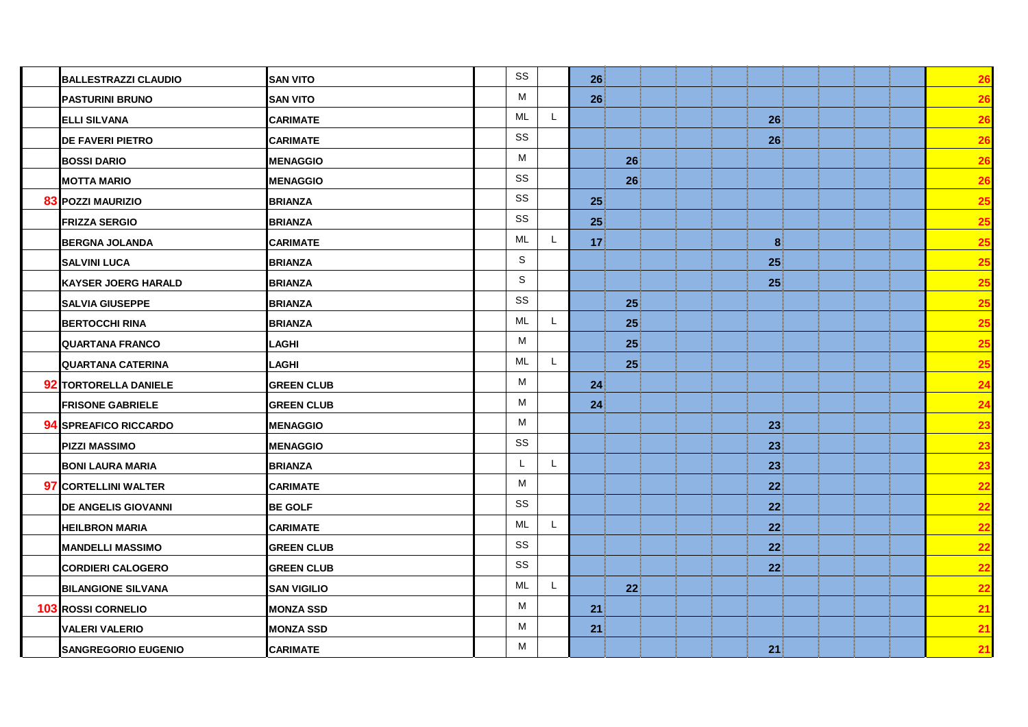| | | | | | | | | | | | | | | | | |
|---|---|---|---|---|---|---|---|---|---|---|---|---|---|---|---|---|
| | **BALLESTRAZZI CLAUDIO** | **SAN VITO** | | SS | | **26** | | | | | | | | | | **26** |
| | **PASTURINI BRUNO** | **SAN VITO** | | M | | **26** | | | | | | | | | | **26** |
| | **ELLI SILVANA** | **CARIMATE** | | ML | L | | | | | | **26** | | | | | **26** |
| | **DE FAVERI PIETRO** | **CARIMATE** | | SS | | | | | | | **26** | | | | | **26** |
| | **BOSSI DARIO** | **MENAGGIO** | | M | | | **26** | | | | | | | | | **26** |
| | **MOTTA MARIO** | **MENAGGIO** | | SS | | | **26** | | | | | | | | | **26** |
| **83** | **POZZI MAURIZIO** | **BRIANZA** | | SS | | **25** | | | | | | | | | | **25** |
| | **FRIZZA SERGIO** | **BRIANZA** | | SS | | **25** | | | | | | | | | | **25** |
| | **BERGNA JOLANDA** | **CARIMATE** | | ML | L | **17** | | | | | **8** | | | | | **25** |
| | **SALVINI LUCA** | **BRIANZA** | | S | | | | | | | **25** | | | | | **25** |
| | **KAYSER JOERG HARALD** | **BRIANZA** | | S | | | | | | | **25** | | | | | **25** |
| | **SALVIA GIUSEPPE** | **BRIANZA** | | SS | | | **25** | | | | | | | | | **25** |
| | **BERTOCCHI RINA** | **BRIANZA** | | ML | L | | **25** | | | | | | | | | **25** |
| | **QUARTANA FRANCO** | **LAGHI** | | M | | | **25** | | | | | | | | | **25** |
| | **QUARTANA CATERINA** | **LAGHI** | | ML | L | | **25** | | | | | | | | | **25** |
| **92** | **TORTORELLA DANIELE** | **GREEN CLUB** | | M | | **24** | | | | | | | | | | **24** |
| | **FRISONE GABRIELE** | **GREEN CLUB** | | M | | **24** | | | | | | | | | | **24** |
| **94** | **SPREAFICO RICCARDO** | **MENAGGIO** | | M | | | | | | | **23** | | | | | **23** |
| | **PIZZI MASSIMO** | **MENAGGIO** | | SS | | | | | | | **23** | | | | | **23** |
| | **BONI LAURA MARIA** | **BRIANZA** | | L | L | | | | | | **23** | | | | | **23** |
| **97** | **CORTELLINI WALTER** | **CARIMATE** | | M | | | | | | | **22** | | | | | **22** |
| | **DE ANGELIS GIOVANNI** | **BE GOLF** | | SS | | | | | | | **22** | | | | | **22** |
| | **HEILBRON MARIA** | **CARIMATE** | | ML | L | | | | | | **22** | | | | | **22** |
| | **MANDELLI MASSIMO** | **GREEN CLUB** | | SS | | | | | | | **22** | | | | | **22** |
| | **CORDIERI CALOGERO** | **GREEN CLUB** | | SS | | | | | | | **22** | | | | | **22** |
| | **BILANGIONE SILVANA** | **SAN VIGILIO** | | ML | L | | **22** | | | | | | | | | **22** |
| **103** | **ROSSI CORNELIO** | **MONZA SSD** | | M | | **21** | | | | | | | | | | **21** |
| | **VALERI VALERIO** | **MONZA SSD** | | M | | **21** | | | | | | | | | | **21** |
| | **SANGREGORIO EUGENIO** | **CARIMATE** | | M | | | | | | | **21** | | | | | **21** |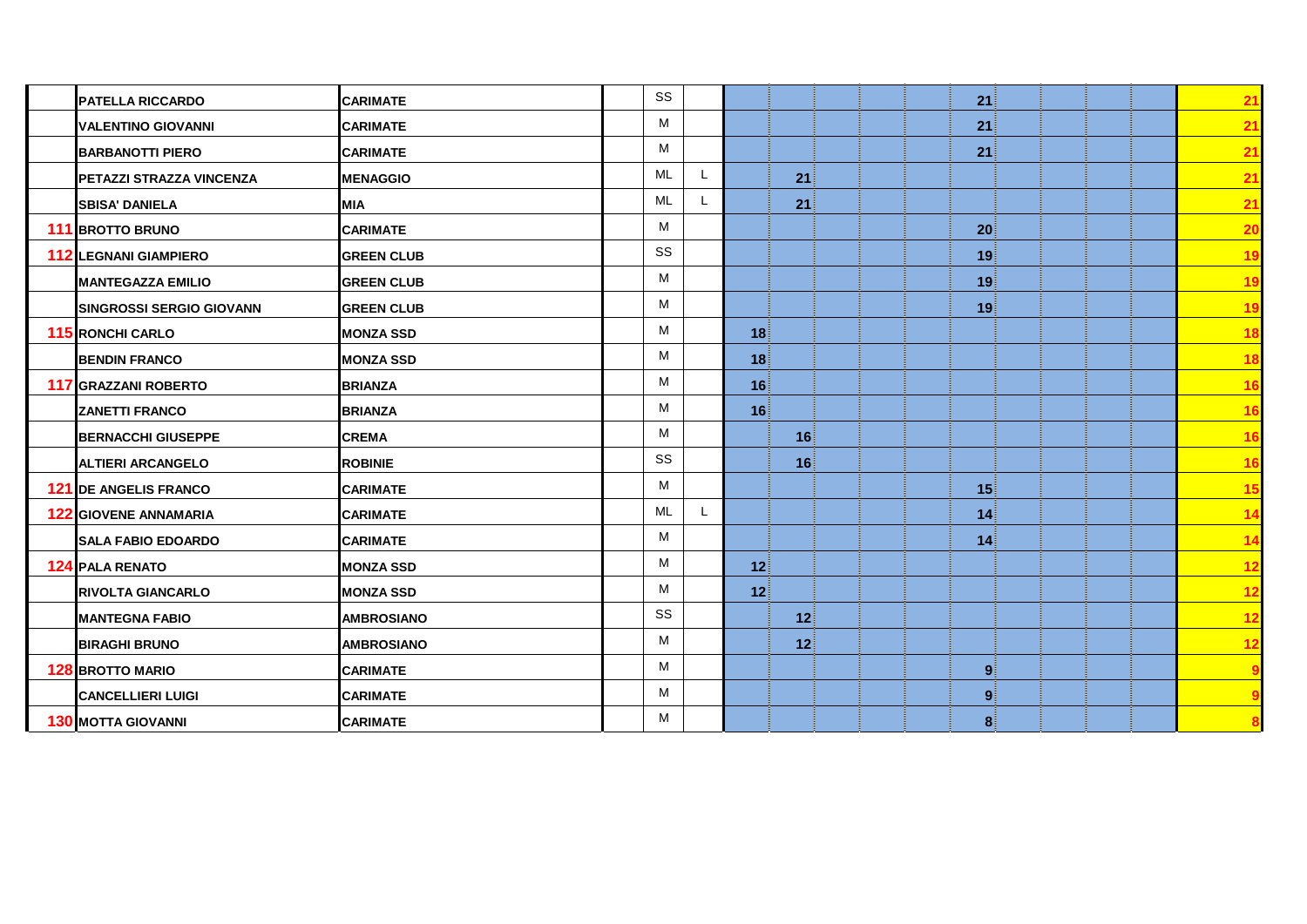| | | | | | | | | | | | | | | | | |
|---|---|---|---|---|---|---|---|---|---|---|---|---|---|---|---|---|
| | **PATELLA RICCARDO** | **CARIMATE** | | SS | | | | | | | **21** | | | | | **21** |
| | **VALENTINO GIOVANNI** | **CARIMATE** | | M | | | | | | | **21** | | | | | **21** |
| | **BARBANOTTI PIERO** | **CARIMATE** | | M | | | | | | | **21** | | | | | **21** |
| | **PETAZZI STRAZZA VINCENZA** | **MENAGGIO** | | ML | L | | **21** | | | | | | | | | **21** |
| | **SBISA' DANIELA** | **MIA** | | ML | L | | **21** | | | | | | | | | **21** |
| **111** | **BROTTO BRUNO** | **CARIMATE** | | M | | | | | | | **20** | | | | | **20** |
| **112** | **LEGNANI GIAMPIERO** | **GREEN CLUB** | | SS | | | | | | | **19** | | | | | **19** |
| | **MANTEGAZZA EMILIO** | **GREEN CLUB** | | M | | | | | | | **19** | | | | | **19** |
| | **SINGROSSI SERGIO GIOVANN** | **GREEN CLUB** | | M | | | | | | | **19** | | | | | **19** |
| **115** | **RONCHI CARLO** | **MONZA SSD** | | M | | **18** | | | | | | | | | | **18** |
| | **BENDIN FRANCO** | **MONZA SSD** | | M | | **18** | | | | | | | | | | **18** |
| **117** | **GRAZZANI ROBERTO** | **BRIANZA** | | M | | **16** | | | | | | | | | | **16** |
| | **ZANETTI FRANCO** | **BRIANZA** | | M | | **16** | | | | | | | | | | **16** |
| | **BERNACCHI GIUSEPPE** | **CREMA** | | M | | | **16** | | | | | | | | | **16** |
| | **ALTIERI ARCANGELO** | **ROBINIE** | | SS | | | **16** | | | | | | | | | **16** |
| **121** | **DE ANGELIS FRANCO** | **CARIMATE** | | M | | | | | | | **15** | | | | | **15** |
| **122** | **GIOVENE ANNAMARIA** | **CARIMATE** | | ML | L | | | | | | **14** | | | | | **14** |
| | **SALA FABIO EDOARDO** | **CARIMATE** | | M | | | | | | | **14** | | | | | **14** |
| **124** | **PALA RENATO** | **MONZA SSD** | | M | | **12** | | | | | | | | | | **12** |
| | **RIVOLTA GIANCARLO** | **MONZA SSD** | | M | | **12** | | | | | | | | | | **12** |
| | **MANTEGNA FABIO** | **AMBROSIANO** | | SS | | | **12** | | | | | | | | | **12** |
| | **BIRAGHI BRUNO** | **AMBROSIANO** | | M | | | **12** | | | | | | | | | **12** |
| **128** | **BROTTO MARIO** | **CARIMATE** | | M | | | | | | | **9** | | | | | **9** |
| | **CANCELLIERI LUIGI** | **CARIMATE** | | M | | | | | | | **9** | | | | | **9** |
| **130** | **MOTTA GIOVANNI** | **CARIMATE** | | M | | | | | | | **8** | | | | | **8** |